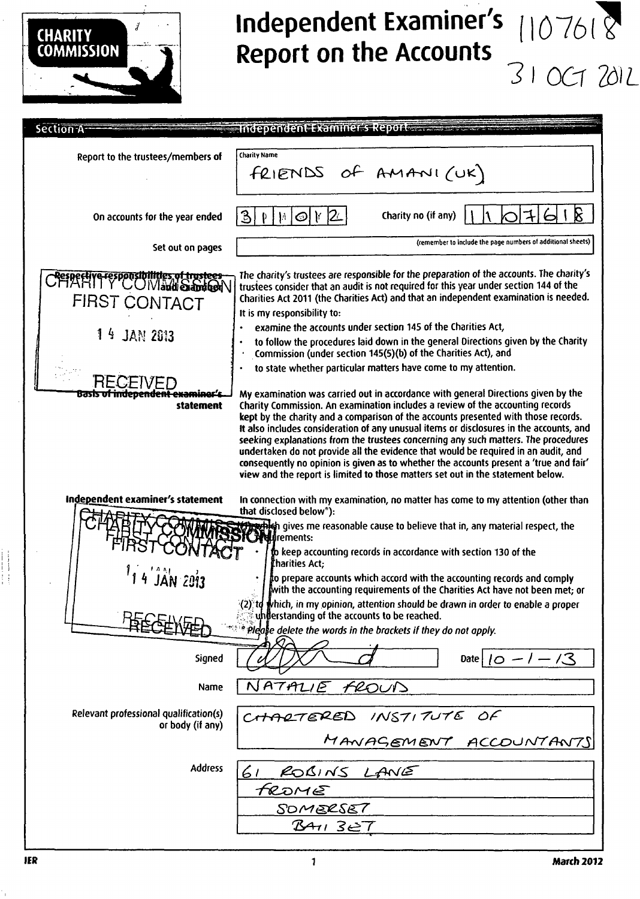# Independent Examiner's Report on the Accounts

1107618

31 OCT 2012

## Section A Independent Examiner's Report

**Report to the trustees/members of**

Charity Name: FRIENDS OF AMANI (UK)

**On accounts for the year ended** 31/10/12 **Charity no (if any)** 1107618

**Set out on pages** (remember to include the page numbers of additional sheets)

**Respective responsibilities of trustees and examiner**

The charity's trustees are responsible for the preparation of the accounts. The charity's trustees consider that an audit is not required for this year under section 144 of the Charities Act 2011 (the Charities Act) and that an independent examination is needed.

It is my responsibility to:

- examine the accounts under section 145 of the Charities Act,
- to follow the procedures laid down in the general Directions given by the Charity Commission (under section 145(5)(b) of the Charities Act), and
- to state whether particular matters have come to my attention.

CHARITY COMMISSION FIRST CONTACT 14 JAN 2013 RECEIVED

**Basis of independent examiner's statement**

My examination was carried out in accordance with general Directions given by the Charity Commission. An examination includes a review of the accounting records kept by the charity and a comparison of the accounts presented with those records. It also includes consideration of any unusual items or disclosures in the accounts, and seeking explanations from the trustees concerning any such matters. The procedures undertaken do not provide all the evidence that would be required in an audit, and consequently no opinion is given as to whether the accounts present a 'true and fair' view and the report is limited to those matters set out in the statement below.

**Independent examiner's statement**

In connection with my examination, no matter has come to my attention (other than that disclosed below*):

(1) which gives me reasonable cause to believe that in, any material respect, the requirements:

- to keep accounting records in accordance with section 130 of the Charities Act;
- to prepare accounts which accord with the accounting records and comply with the accounting requirements of the Charities Act have not been met; or

(2) to which, in my opinion, attention should be drawn in order to enable a proper understanding of the accounts to be reached.

* Please delete the words in the brackets if they do not apply.

CHARITY COMMISSION FIRST CONTACT 14 JAN 2013 RECEIVED

**Signed** [signature] **Date** 10-1-13

**Name** NATALIE FROUD

**Relevant professional qualification(s) or body (if any)** CHARTERED INSTITUTE OF MANAGEMENT ACCOUNTANTS

**Address**
61 ROBINS LANE
FROME
SOMERSET
BA11 3ET

IER March 2012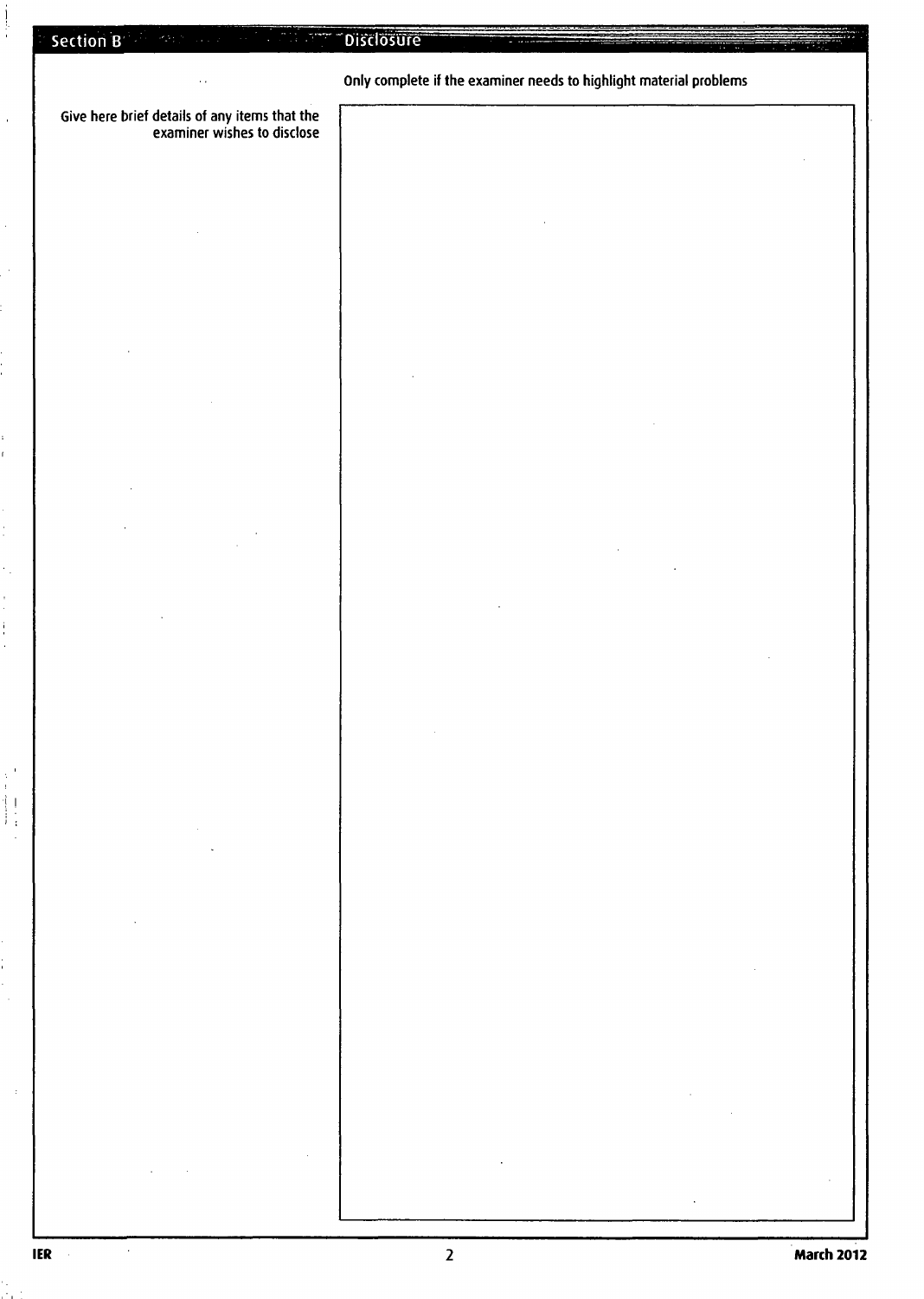## Section B Disclosure

Only complete if the examiner needs to highlight material problems

Give here brief details of any items that the examiner wishes to disclose

| |
|---|
| |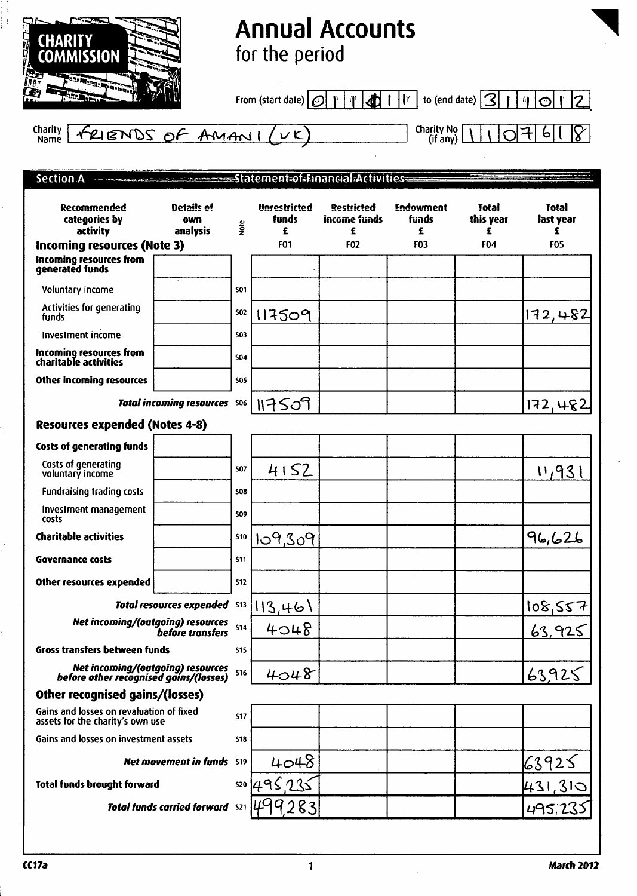# Annual Accounts

for the period

From (start date) 0 1 / 0 1 / 1 to (end date) 3 1 / 0 1 / 2

Charity Name: FRIENDS OF AMANI (UK)

Charity No (if any): 1107618

## Section A Statement of Financial Activities

| Recommended categories by activity | Details of own analysis | Note | Unrestricted funds £ | Restricted income funds £ | Endowment funds £ | Total this year £ | Total last year £ |
|---|---|---|---|---|---|---|---|
| | | | F01 | F02 | F03 | F04 | F05 |
| **Incoming resources (Note 3)** | | | | | | | |
| **Incoming resources from generated funds** | | | | | | | |
| Voluntary income | | S01 | | | | | |
| Activities for generating funds | | S02 | 117509 | | | | 172,482 |
| Investment income | | S03 | | | | | |
| **Incoming resources from charitable activities** | | S04 | | | | | |
| **Other incoming resources** | | S05 | | | | | |
| ***Total incoming resources*** | | S06 | 117509 | | | | 172,482 |
| **Resources expended (Notes 4-8)** | | | | | | | |
| **Costs of generating funds** | | | | | | | |
| Costs of generating voluntary income | | S07 | 4152 | | | | 11,931 |
| Fundraising trading costs | | S08 | | | | | |
| Investment management costs | | S09 | | | | | |
| **Charitable activities** | | S10 | 109,309 | | | | 96,626 |
| **Governance costs** | | S11 | | | | | |
| **Other resources expended** | | S12 | | | | | |
| ***Total resources expended*** | | S13 | 113,461 | | | | 108,557 |
| ***Net incoming/(outgoing) resources before transfers*** | | S14 | 4048 | | | | 63,925 |
| **Gross transfers between funds** | | S15 | | | | | |
| ***Net incoming/(outgoing) resources before other recognised gains/(losses)*** | | S16 | 4048 | | | | 63,925 |
| **Other recognised gains/(losses)** | | | | | | | |
| Gains and losses on revaluation of fixed assets for the charity's own use | | S17 | | | | | |
| Gains and losses on investment assets | | S18 | | | | | |
| ***Net movement in funds*** | | S19 | 4048 | | | | 63925 |
| **Total funds brought forward** | | S20 | 495,235 | | | | 431,310 |
| ***Total funds carried forward*** | | S21 | 499,283 | | | | 495,235 |

CC17a — March 2012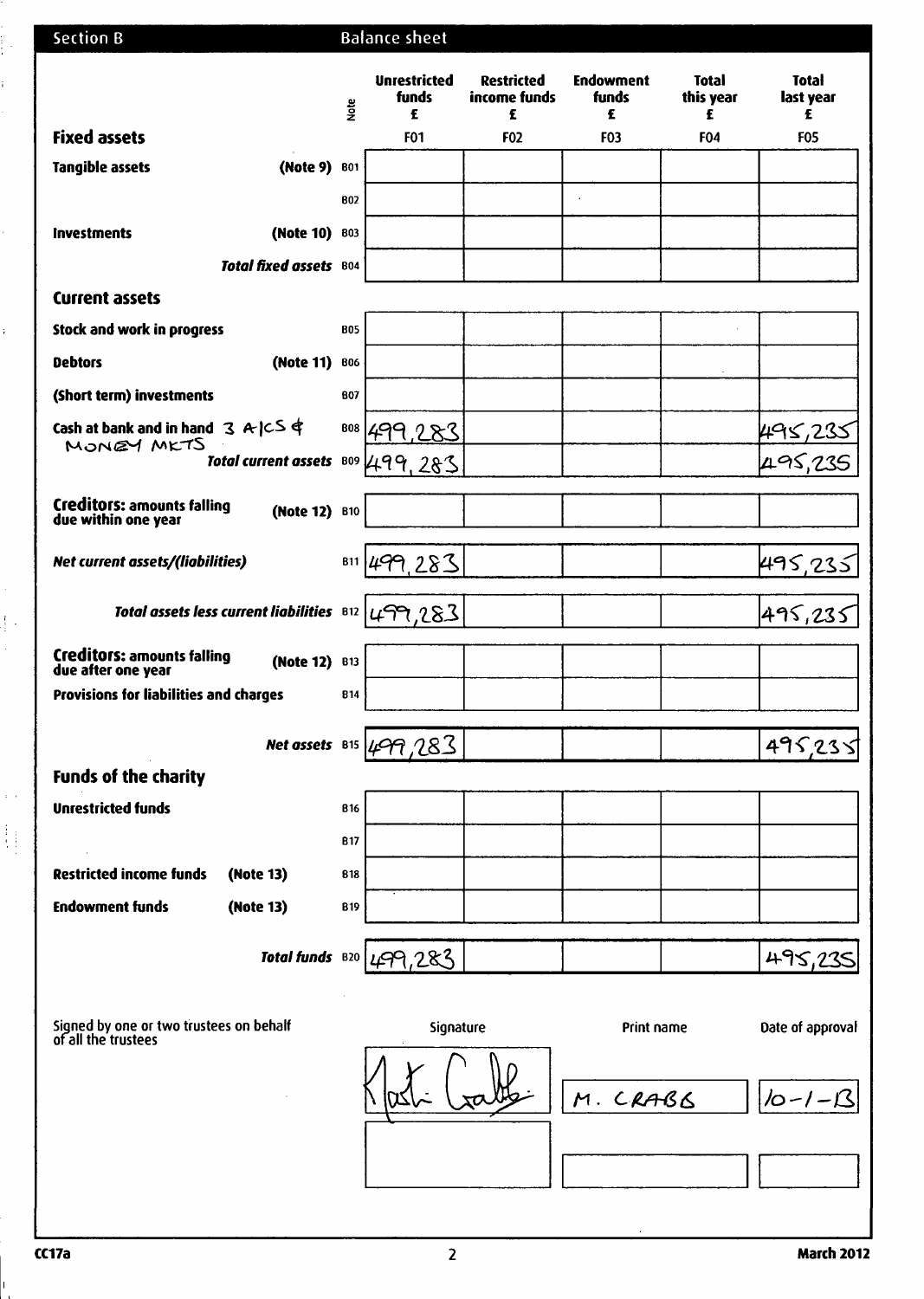## Section B — Balance sheet

| | Note | Unrestricted funds £ | Restricted income funds £ | Endowment funds £ | Total this year £ | Total last year £ |
|---|---|---|---|---|---|---|
| | | F01 | F02 | F03 | F04 | F05 |
| **Fixed assets** | | | | | | |
| **Tangible assets** (Note 9) | B01 | | | | | |
| | B02 | | | | | |
| **Investments** (Note 10) | B03 | | | | | |
| ***Total fixed assets*** | B04 | | | | | |
| **Current assets** | | | | | | |
| **Stock and work in progress** | B05 | | | | | |
| **Debtors** (Note 11) | B06 | | | | | |
| **(Short term) investments** | B07 | | | | | |
| **Cash at bank and in hand** 3 A/CS & MONEY MKTS | B08 | 499,283 | | | | 495,235 |
| ***Total current assets*** | B09 | 499,283 | | | | 495,235 |
| **Creditors: amounts falling due within one year** (Note 12) | B10 | | | | | |
| ***Net current assets/(liabilities)*** | B11 | 499,283 | | | | 495,235 |
| ***Total assets less current liabilities*** | B12 | 499,283 | | | | 495,235 |
| **Creditors: amounts falling due after one year** (Note 12) | B13 | | | | | |
| **Provisions for liabilities and charges** | B14 | | | | | |
| ***Net assets*** | B15 | 499,283 | | | | 495,235 |
| **Funds of the charity** | | | | | | |
| **Unrestricted funds** | B16 | | | | | |
| | B17 | | | | | |
| **Restricted income funds** (Note 13) | B18 | | | | | |
| **Endowment funds** (Note 13) | B19 | | | | | |
| ***Total funds*** | B20 | 499,283 | | | | 495,235 |

| Signed by one or two trustees on behalf of all the trustees | Signature | Print name | Date of approval |
|---|---|---|---|
| | [signature] | M. CRABB | 10-1-13 |
| | | | |

CC17a — March 2012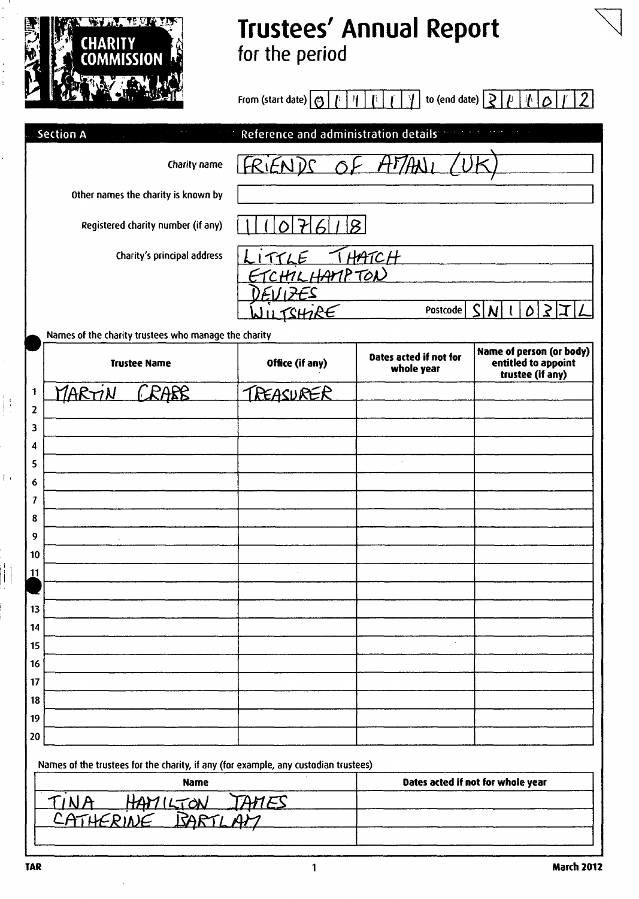# Trustees' Annual Report
for the period

From (start date) 01/11/11 to (end date) 31/10/12

## Section A — Reference and administration details

Charity name: FRIENDS OF AMANI (UK)

Other names the charity is known by:

Registered charity number (if any): 1107618

Charity's principal address:
LITTLE THATCH
ETCHILHAMPTON
DEVIZES
WILTSHIRE
Postcode: SN10 3JL

Names of the charity trustees who manage the charity

| | Trustee Name | Office (if any) | Dates acted if not for whole year | Name of person (or body) entitled to appoint trustee (if any) |
|---|---|---|---|---|
| 1 | MARTIN CRABB | TREASURER | | |
| 2 | | | | |
| 3 | | | | |
| 4 | | | | |
| 5 | | | | |
| 6 | | | | |
| 7 | | | | |
| 8 | | | | |
| 9 | | | | |
| 10 | | | | |
| 11 | | | | |
| 12 | | | | |
| 13 | | | | |
| 14 | | | | |
| 15 | | | | |
| 16 | | | | |
| 17 | | | | |
| 18 | | | | |
| 19 | | | | |
| 20 | | | | |

Names of the trustees for the charity, if any (for example, any custodian trustees)

| Name | Dates acted if not for whole year |
|---|---|
| TINA HAMILTON JAMES | |
| CATHERINE BARTLAM | |
| | |

TAR — March 2012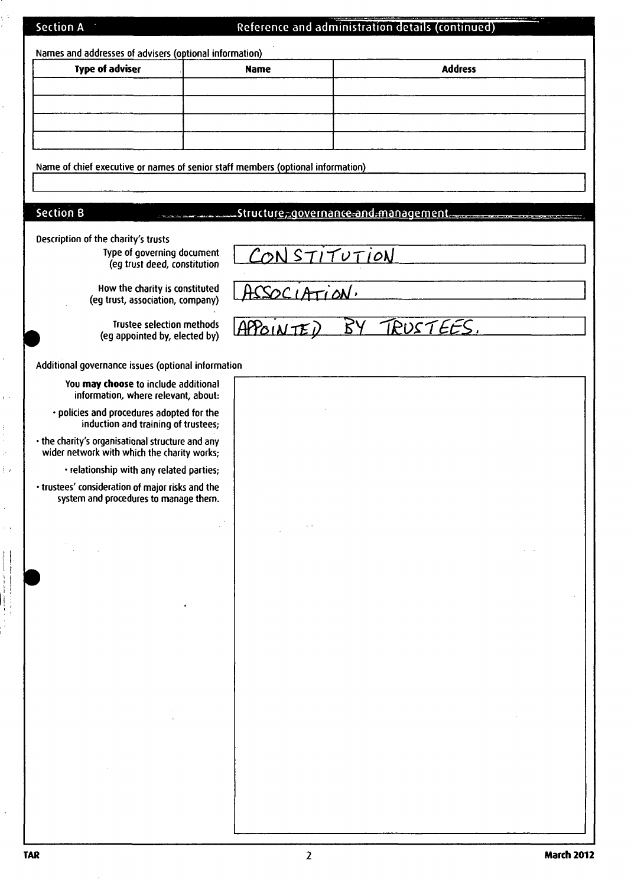## Section A — Reference and administration details (continued)

Names and addresses of advisers (optional information)

| Type of adviser | Name | Address |
| --- | --- | --- |
| | | |
| | | |
| | | |
| | | |

Name of chief executive or names of senior staff members (optional information)

| |
| --- |

## Section B — Structure, governance and management

Description of the charity's trusts

| | |
| --- | --- |
| Type of governing document (eg trust deed, constitution | CONSTITUTION |
| How the charity is constituted (eg trust, association, company) | ASSOCIATION. |
| Trustee selection methods (eg appointed by, elected by) | APPOINTED BY TRUSTEES. |

Additional governance issues (optional information

You **may choose** to include additional information, where relevant, about:

- policies and procedures adopted for the induction and training of trustees;
- the charity's organisational structure and any wider network with which the charity works;
- relationship with any related parties;
- trustees' consideration of major risks and the system and procedures to manage them.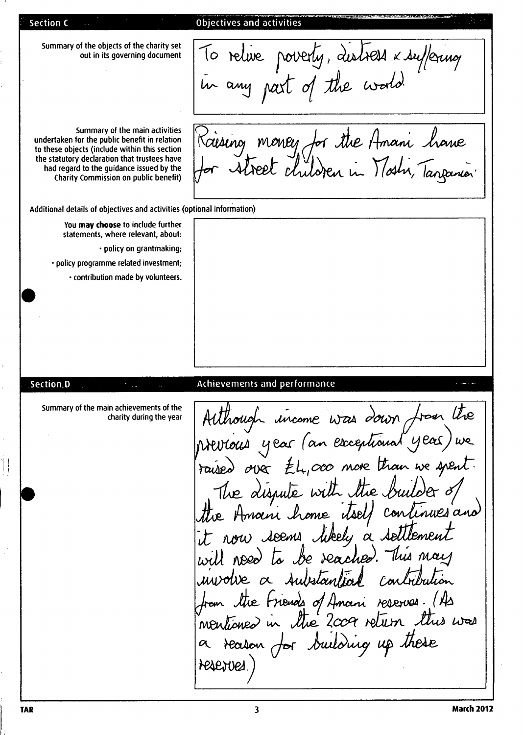## Section C — Objectives and activities

**Summary of the objects of the charity set out in its governing document**

To relive poverty, distress & suffering in any part of the world.

**Summary of the main activities undertaken for the public benefit in relation to these objects (include within this section the statutory declaration that trustees have had regard to the guidance issued by the Charity Commission on public benefit)**

Raising money for the Amani home for street children in Moshi, Tanzania.

**Additional details of objectives and activities (optional information)**

You **may choose** to include further statements, where relevant, about:

- policy on grantmaking;
- policy programme related investment;
- contribution made by volunteers.

## Section D — Achievements and performance

**Summary of the main achievements of the charity during the year**

Although income was down from the previous year (an exceptional year) we raised over £4,000 more than we spent. The dispute with the builder of the Amani home itself continues and it now seems likely a settlement will need to be reached. This may involve a substantial contribution from the Friends of Amani reserves. (As mentioned in the 2009 return this was a reason for building up these reserves.)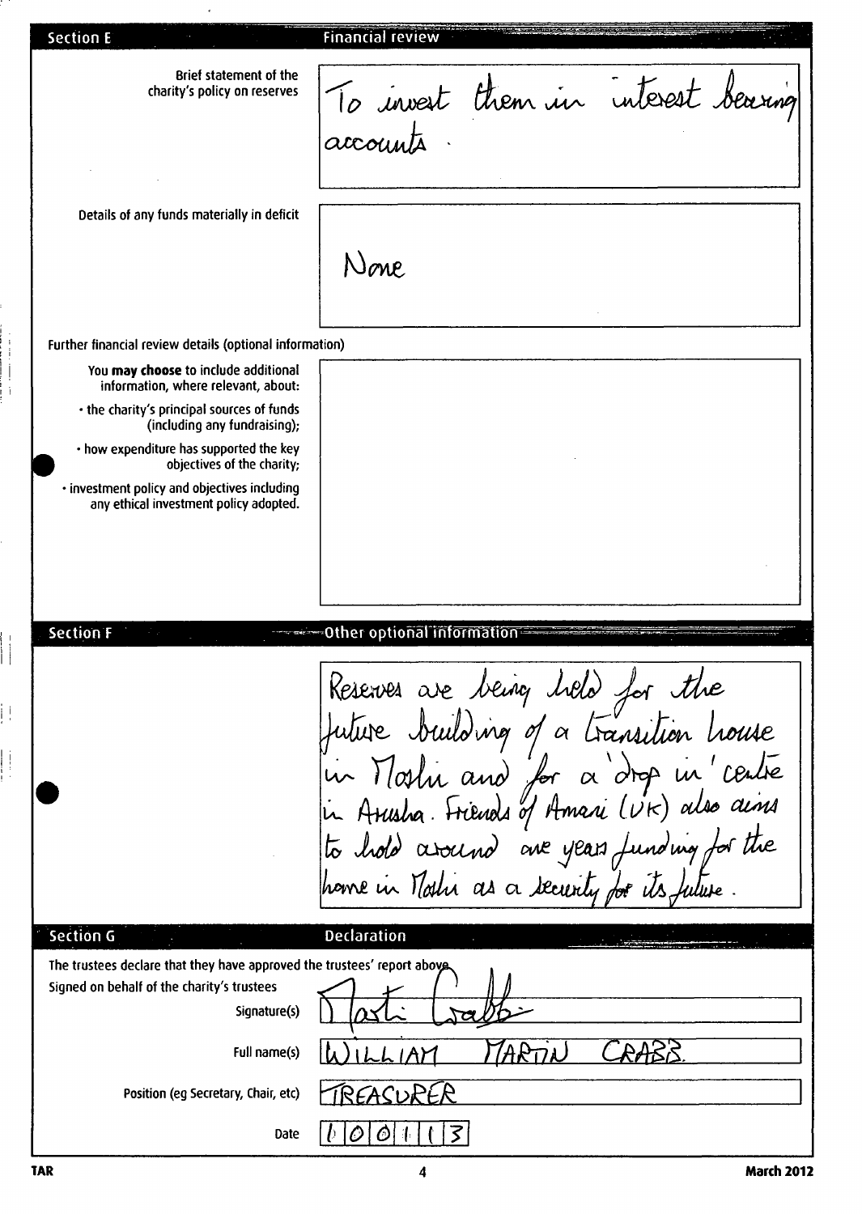## Section E — Financial review

Brief statement of the charity's policy on reserves

To invest them in interest bearing accounts.

Details of any funds materially in deficit

None

Further financial review details (optional information)

You **may choose** to include additional information, where relevant, about:

- the charity's principal sources of funds (including any fundraising);
- how expenditure has supported the key objectives of the charity;
- investment policy and objectives including any ethical investment policy adopted.

## Section F — Other optional information

Reserves are being held for the future building of a transition house in Moshi and for a 'drop in' centre in Arusha. Friends of Amani (UK) also aims to hold around one years funding for the home in Moshi as a security for its future.

## Section G — Declaration

The trustees declare that they have approved the trustees' report above.

Signed on behalf of the charity's trustees

| | |
|---|---|
| Signature(s) | Martin Crabb |
| Full name(s) | WILLIAM MARTIN CRABB |
| Position (eg Secretary, Chair, etc) | TREASURER |
| Date | 10/01/13 |